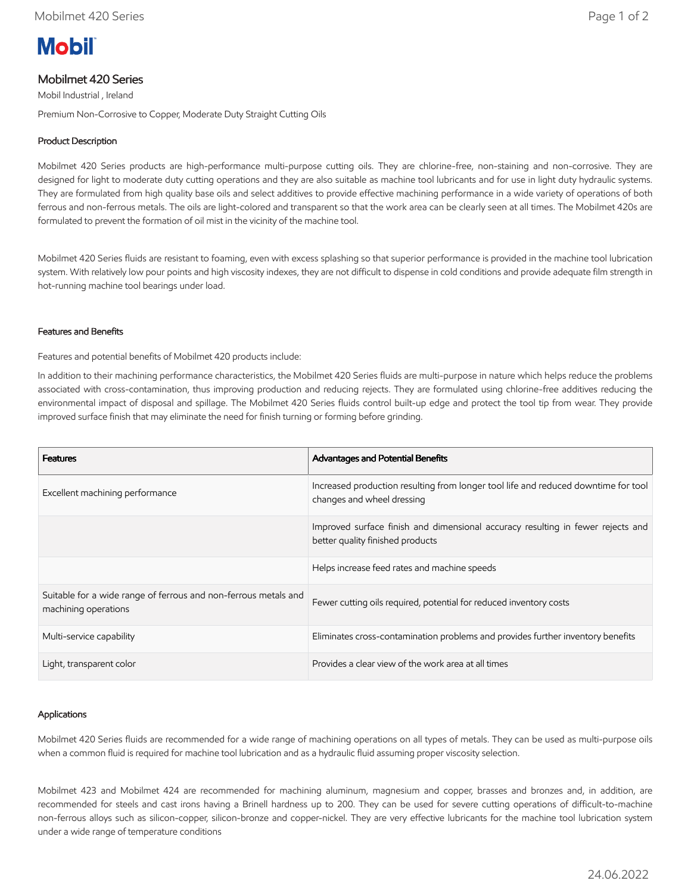# Mobilmet 420 Series

Mobil Industrial , Ireland

Premium Non-Corrosive to Copper, Moderate Duty Straight Cutting Oils

## Product Description

Mobilmet 420 Series products are high-performance multi-purpose cutting oils. They are chlorine-free, non-staining and non-corrosive. They are designed for light to moderate duty cutting operations and they are also suitable as machine tool lubricants and for use in light duty hydraulic systems. They are formulated from high quality base oils and select additives to provide effective machining performance in a wide variety of operations of both ferrous and non-ferrous metals. The oils are light-colored and transparent so that the work area can be clearly seen at all times. The Mobilmet 420s are formulated to prevent the formation of oil mist in the vicinity of the machine tool.

Mobilmet 420 Series fluids are resistant to foaming, even with excess splashing so that superior performance is provided in the machine tool lubrication system. With relatively low pour points and high viscosity indexes, they are not difficult to dispense in cold conditions and provide adequate film strength in hot-running machine tool bearings under load.

## Features and Benefits

Features and potential benefits of Mobilmet 420 products include:

In addition to their machining performance characteristics, the Mobilmet 420 Series fluids are multi-purpose in nature which helps reduce the problems associated with cross-contamination, thus improving production and reducing rejects. They are formulated using chlorine-free additives reducing the environmental impact of disposal and spillage. The Mobilmet 420 Series fluids control built-up edge and protect the tool tip from wear. They provide improved surface finish that may eliminate the need for finish turning or forming before grinding.

| Features | Advantages and Potential Benefits |
| --- | --- |
| Excellent machining performance | Increased production resulting from longer tool life and reduced downtime for tool changes and wheel dressing |
| | Improved surface finish and dimensional accuracy resulting in fewer rejects and better quality finished products |
| | Helps increase feed rates and machine speeds |
| Suitable for a wide range of ferrous and non-ferrous metals and machining operations | Fewer cutting oils required, potential for reduced inventory costs |
| Multi-service capability | Eliminates cross-contamination problems and provides further inventory benefits |
| Light, transparent color | Provides a clear view of the work area at all times |

## Applications

Mobilmet 420 Series fluids are recommended for a wide range of machining operations on all types of metals. They can be used as multi-purpose oils when a common fluid is required for machine tool lubrication and as a hydraulic fluid assuming proper viscosity selection.

Mobilmet 423 and Mobilmet 424 are recommended for machining aluminum, magnesium and copper, brasses and bronzes and, in addition, are recommended for steels and cast irons having a Brinell hardness up to 200. They can be used for severe cutting operations of difficult-to-machine non-ferrous alloys such as silicon-copper, silicon-bronze and copper-nickel. They are very effective lubricants for the machine tool lubrication system under a wide range of temperature conditions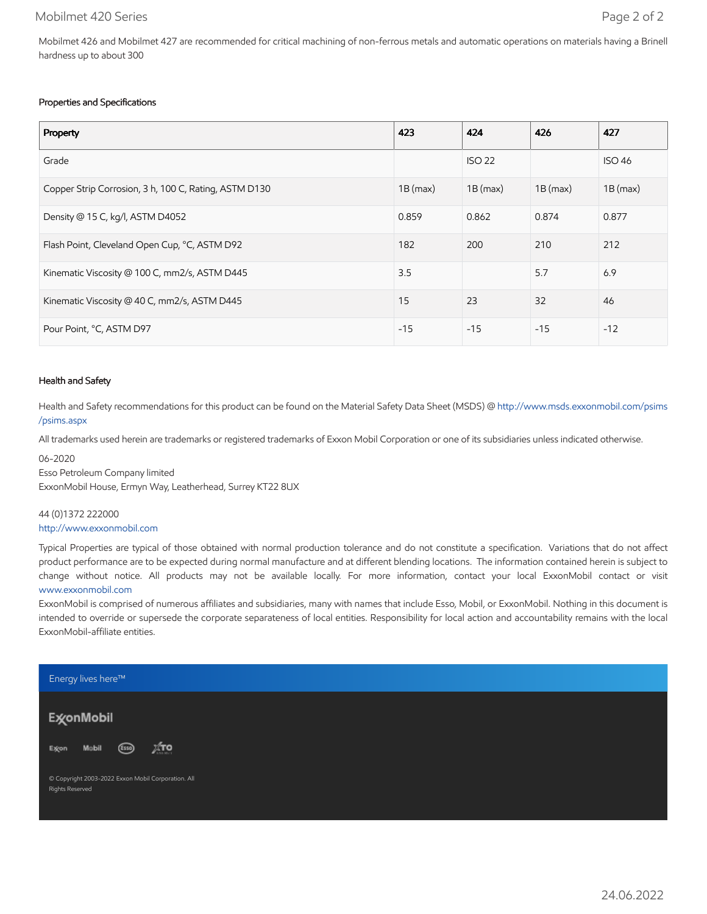Mobilmet 426 and Mobilmet 427 are recommended for critical machining of non-ferrous metals and automatic operations on materials having a Brinell hardness up to about 300

### Properties and Specifications

| Property | 423 | 424 | 426 | 427 |
|---|---|---|---|---|
| Grade | | ISO 22 | | ISO 46 |
| Copper Strip Corrosion, 3 h, 100 C, Rating, ASTM D130 | 1B (max) | 1B (max) | 1B (max) | 1B (max) |
| Density @ 15 C, kg/l, ASTM D4052 | 0.859 | 0.862 | 0.874 | 0.877 |
| Flash Point, Cleveland Open Cup, °C, ASTM D92 | 182 | 200 | 210 | 212 |
| Kinematic Viscosity @ 100 C, mm2/s, ASTM D445 | 3.5 | | 5.7 | 6.9 |
| Kinematic Viscosity @ 40 C, mm2/s, ASTM D445 | 15 | 23 | 32 | 46 |
| Pour Point, °C, ASTM D97 | -15 | -15 | -15 | -12 |

### Health and Safety

Health and Safety recommendations for this product can be found on the Material Safety Data Sheet (MSDS) @ http://www.msds.exxonmobil.com/psims/psims.aspx

All trademarks used herein are trademarks or registered trademarks of Exxon Mobil Corporation or one of its subsidiaries unless indicated otherwise.

06-2020
Esso Petroleum Company limited
ExxonMobil House, Ermyn Way, Leatherhead, Surrey KT22 8UX

44 (0)1372 222000
http://www.exxonmobil.com

Typical Properties are typical of those obtained with normal production tolerance and do not constitute a specification. Variations that do not affect product performance are to be expected during normal manufacture and at different blending locations. The information contained herein is subject to change without notice. All products may not be available locally. For more information, contact your local ExxonMobil contact or visit www.exxonmobil.com

ExxonMobil is comprised of numerous affiliates and subsidiaries, many with names that include Esso, Mobil, or ExxonMobil. Nothing in this document is intended to override or supersede the corporate separateness of local entities. Responsibility for local action and accountability remains with the local ExxonMobil-affiliate entities.

Energy lives here™

ExxonMobil

© Copyright 2003-2022 Exxon Mobil Corporation. All Rights Reserved